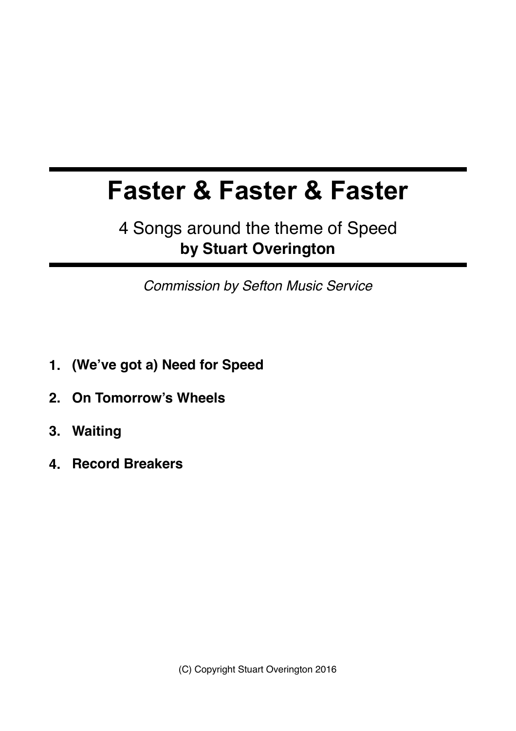# Faster & Faster & Faster

4 Songs around the theme of Speed
**by Stuart Overington**

*Commission by Sefton Music Service*

1. **(We've got a) Need for Speed**
2. **On Tomorrow's Wheels**
3. **Waiting**
4. **Record Breakers**

(C) Copyright Stuart Overington 2016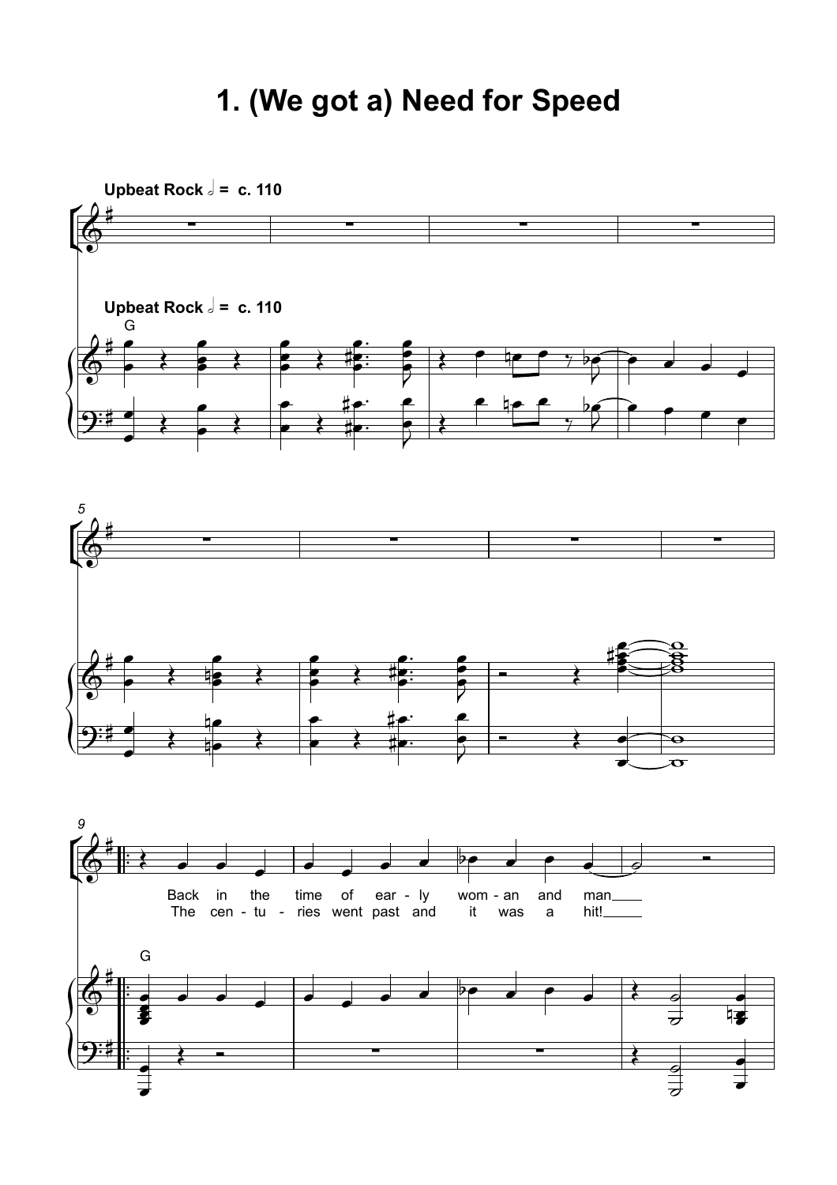# 1. (We got a) Need for Speed

**Upbeat Rock** 𝅗𝅥 = c. 110

Back in the time of ear - ly wom - an and man

The cen - tu - ries went past and it was a hit!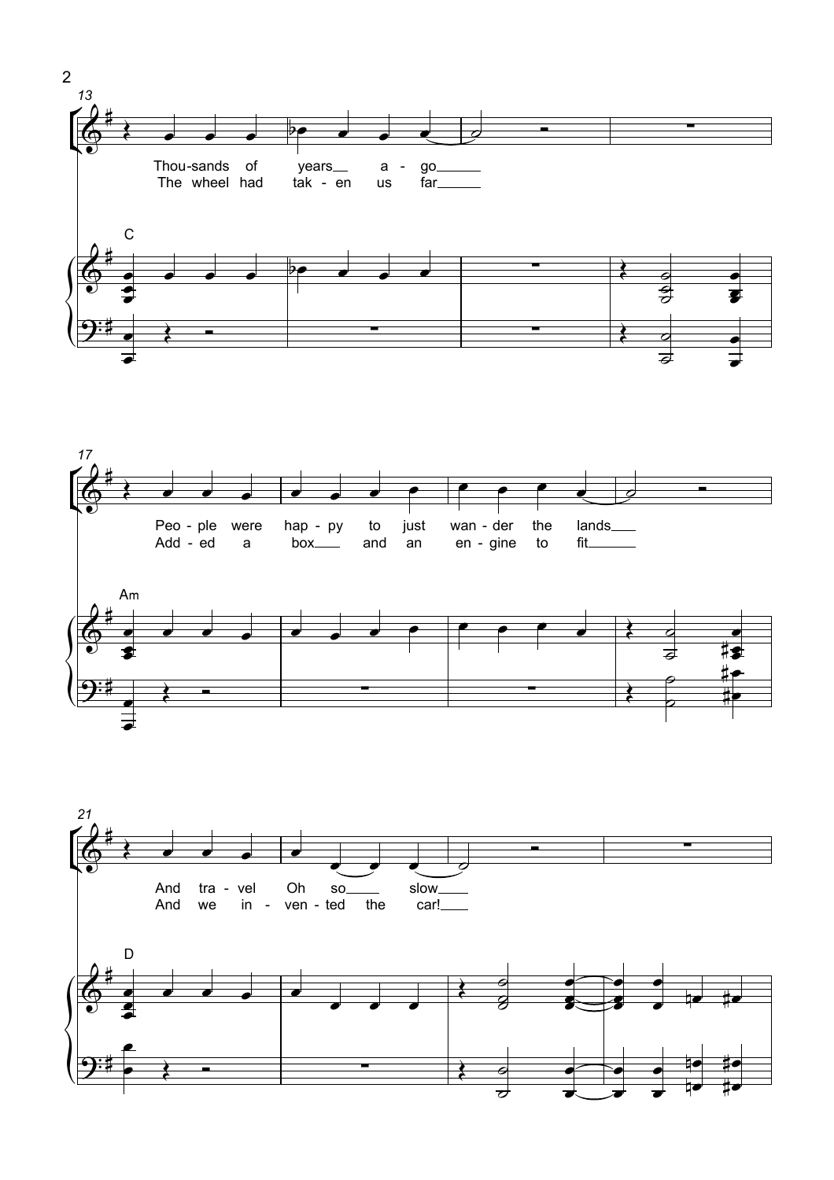13

Thou-sands of years a - go

The wheel had tak - en us far

C

17

Peo - ple were hap - py to just wan - der the lands

Add - ed a box and an en - gine to fit

Am

21

And tra - vel Oh so slow

And we in - ven - ted the car!

D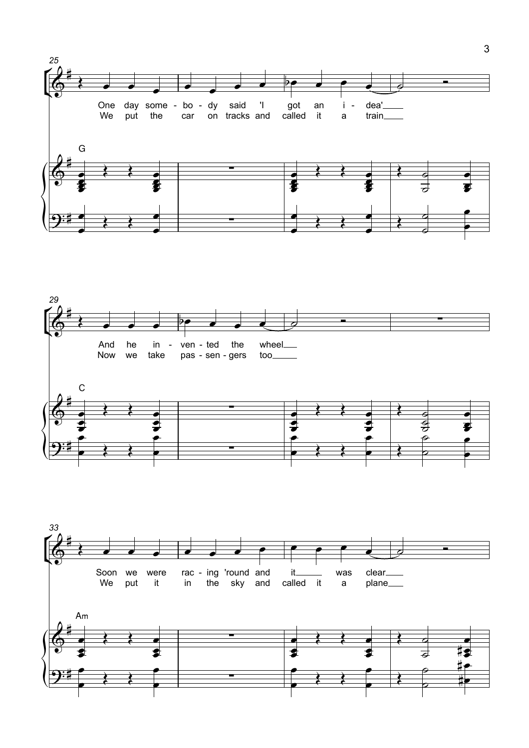25

One day some - bo - dy said 'I got an i - dea'
We put the car on tracks and called it a train

G

29

And he in - ven - ted the wheel
Now we take pas - sen - gers too

C

33

Soon we were rac - ing 'round and it was clear
We put it in the sky and called it a plane

Am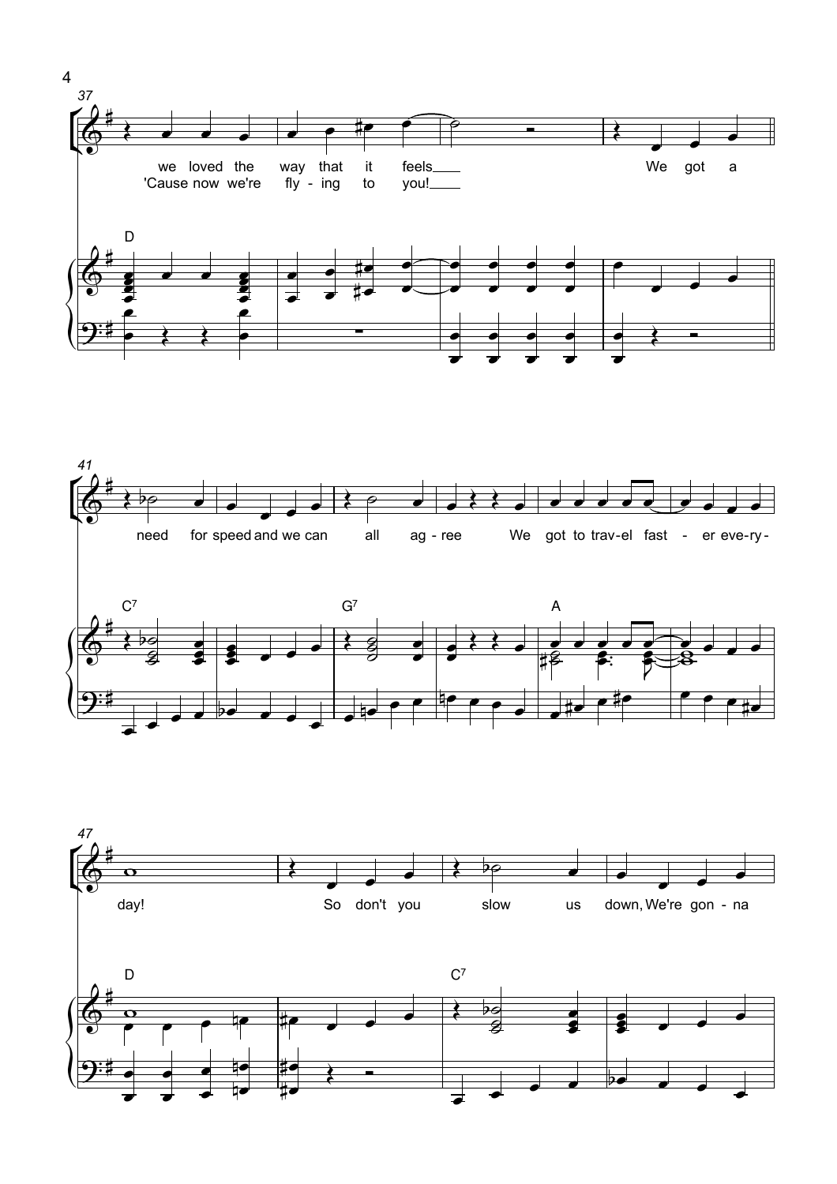we loved the way that it feels
'Cause now we're fly - ing to you!

We got a need for speed and we can all ag - ree

We got to trav-el fast - er eve-ry - day!

So don't you slow us down, We're gon - na

D

C7

G7

A

D

C7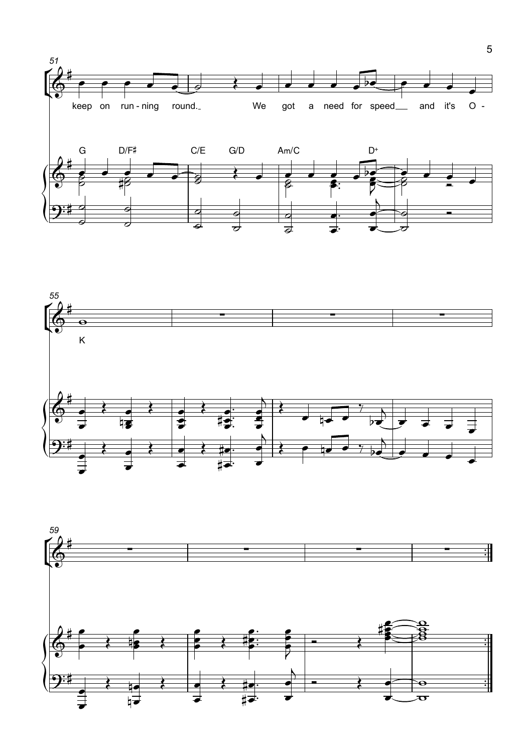51

keep on run - ning round. We got a need for speed and it's O -

G D/F♯ C/E G/D Am/C D+

55

K

59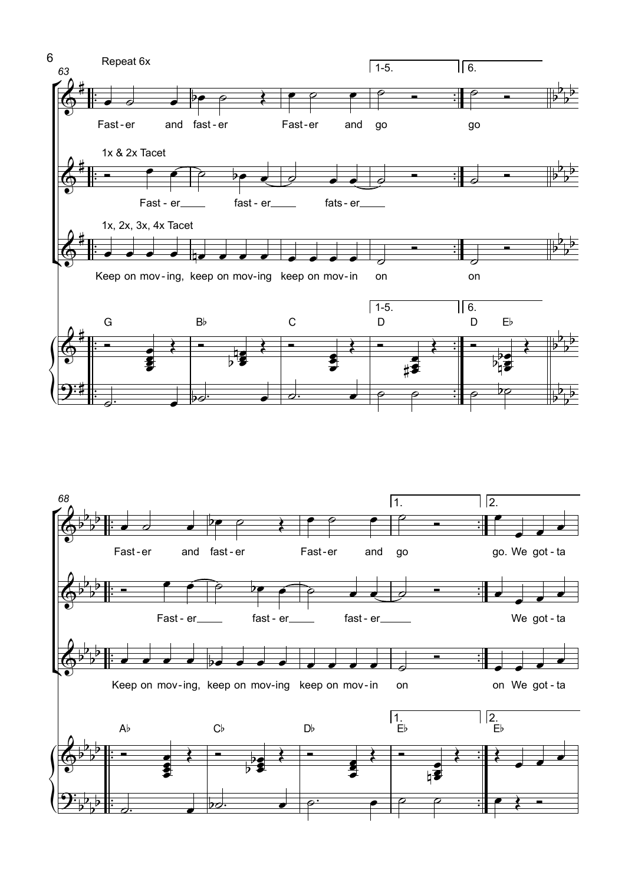Repeat 6x

63

1-5. | 6.

Fast - er and fast - er Fast - er and go go

1x & 2x Tacet

Fast - er fast - er fats - er

1x, 2x, 3x, 4x Tacet

Keep on mov - ing, keep on mov - ing keep on mov - in on on

G B♭ C D D E♭

68

1. | 2.

Fast - er and fast - er Fast - er and go go. We got - ta

Fast - er fast - er fast - er We got - ta

Keep on mov - ing, keep on mov - ing keep on mov - in on on We got - ta

A♭ C♭ D♭ E♭ E♭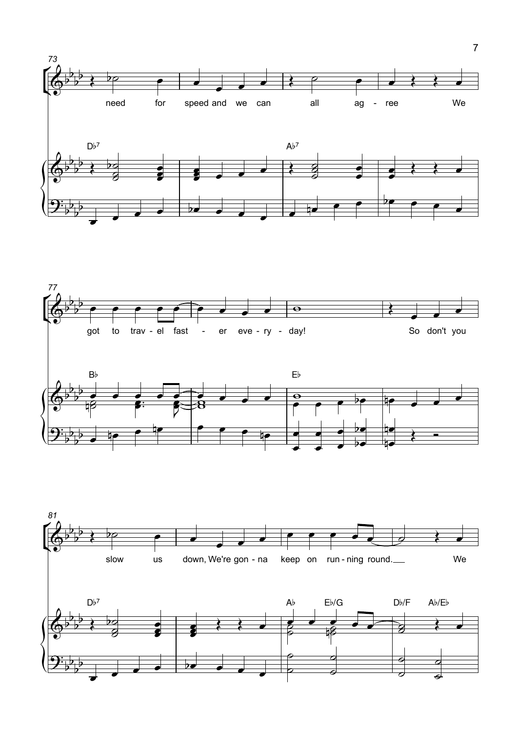73

need for speed and we can all ag - ree We

D♭7 A♭7

77

got to trav - el fast - er eve - ry - day! So don't you

B♭ E♭

81

slow us down, We're gon - na keep on run - ning round. We

D♭7 A♭ E♭/G D♭/F A♭/E♭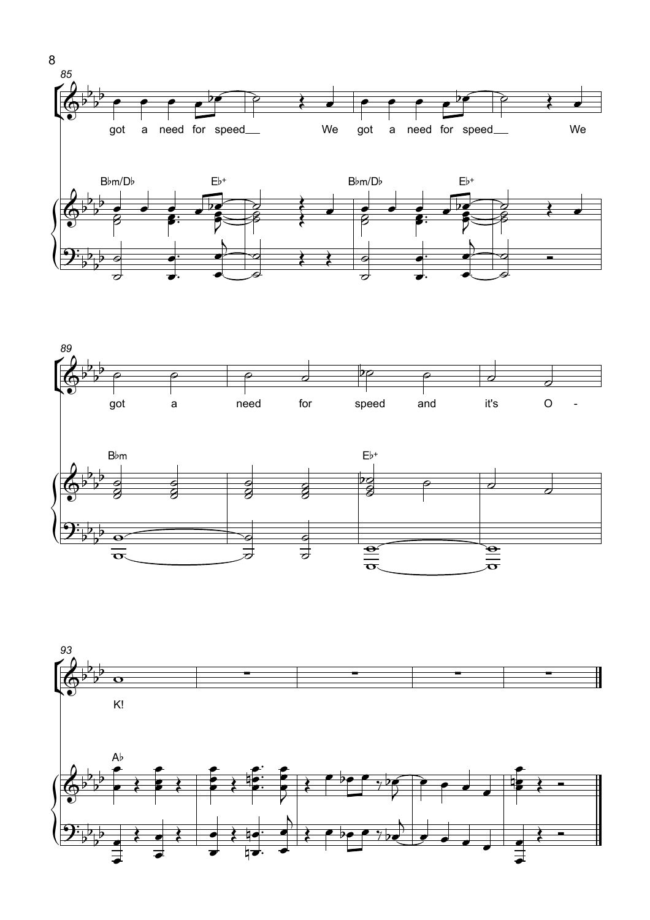85

got a need for speed We got a need for speed We

B♭m/D♭ E♭+ B♭m/D♭ E♭+

89

got a need for speed and it's O -

B♭m E♭+

93

K!

A♭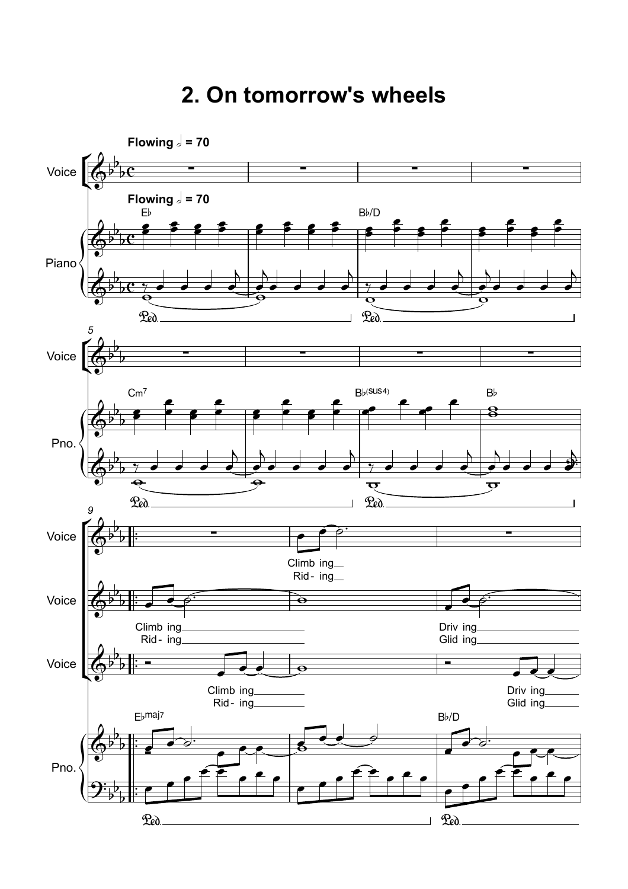# 2. On tomorrow's wheels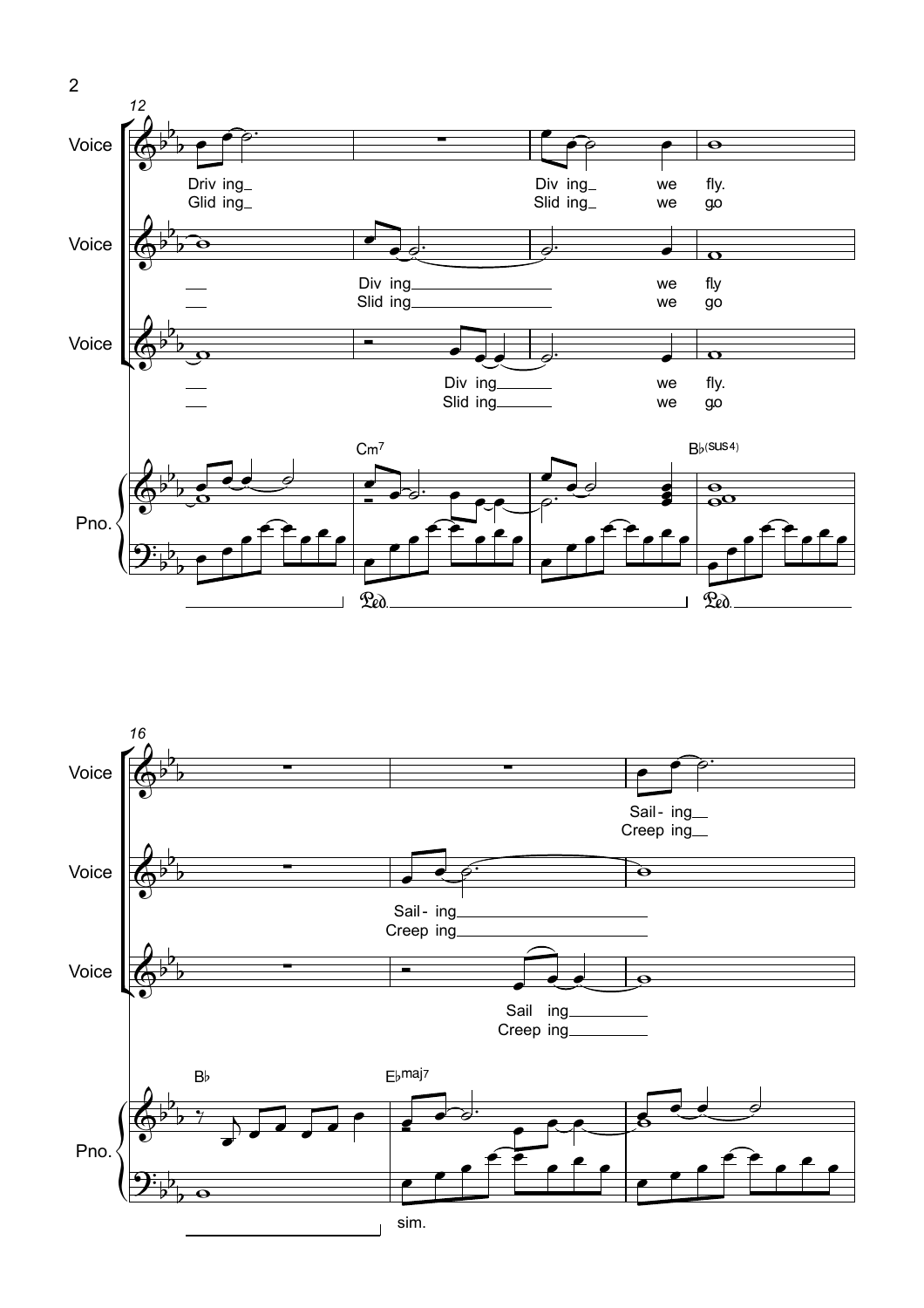12

Voice: Driv ing_ Div ing_ we fly.
Glid ing_ Slid ing_ we go

Voice: Div ing we fly
Slid ing we go

Voice: Div ing we fly.
Slid ing we go

Pno. Cm7 B♭(sus4)

Ped. Ped.

16

Voice: Sail - ing
Creep ing

Voice: Sail - ing
Creep ing

Voice: Sail ing
Creep ing

Pno. B♭ E♭maj7

sim.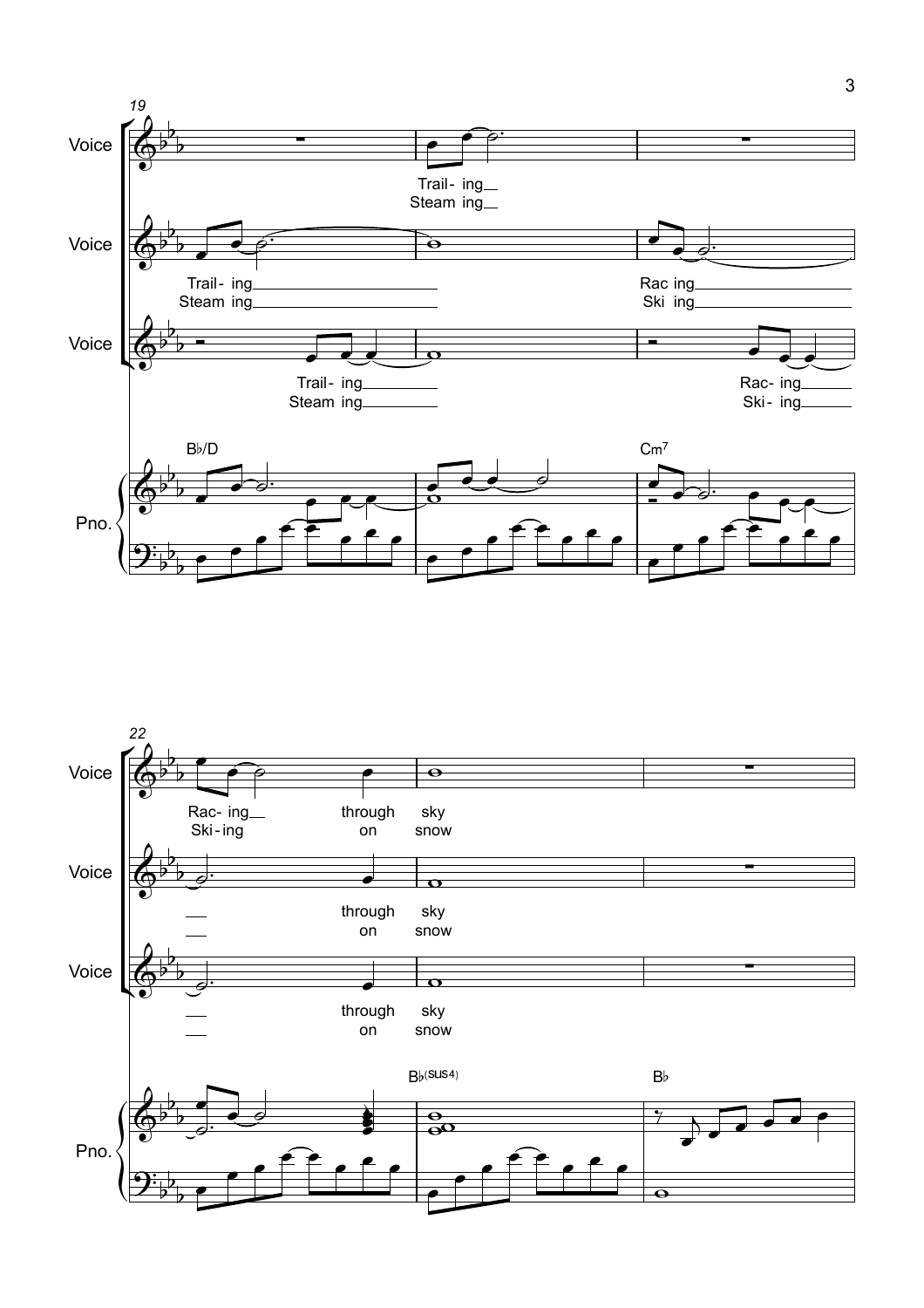19

Voice

Trail- ing
Steam ing

Voice

Trail- ing
Steam ing

Rac ing
Ski ing

Voice

Trail- ing
Steam ing

Rac- ing
Ski- ing

B♭/D

Cm7

Pno.

22

Voice

Rac- ing through sky
Ski-ing on snow

Voice

through sky
on snow

Voice

through sky
on snow

B♭(sus4)

B♭

Pno.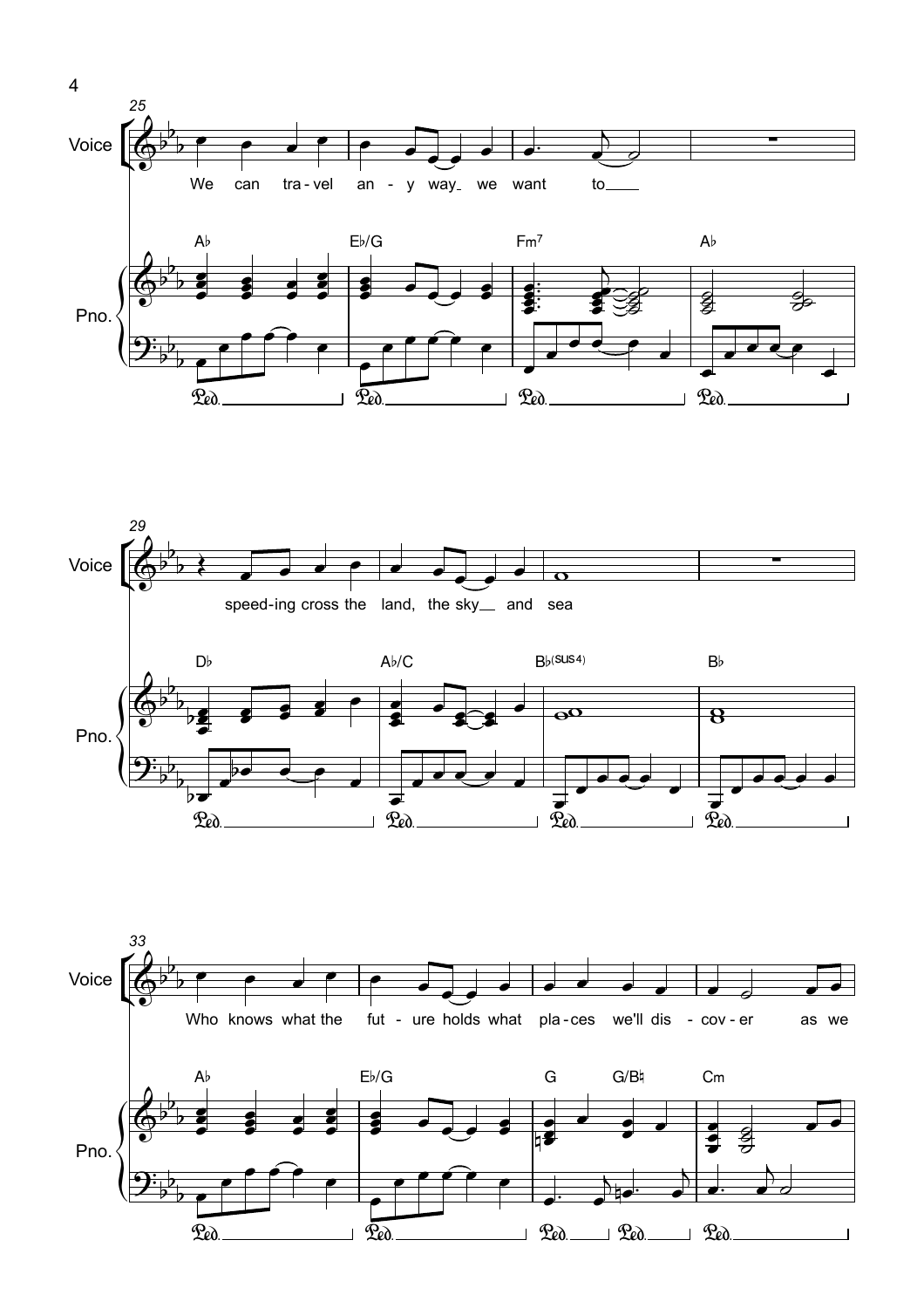Voice

We can tra - vel an - y way we want to

speed-ing cross the land, the sky and sea

Who knows what the fut - ure holds what pla - ces we'll dis - cov - er as we

Pno.

A♭ E♭/G Fm7 A♭

D♭ A♭/C B♭(sus4) B♭

A♭ E♭/G G G/B♮ Cm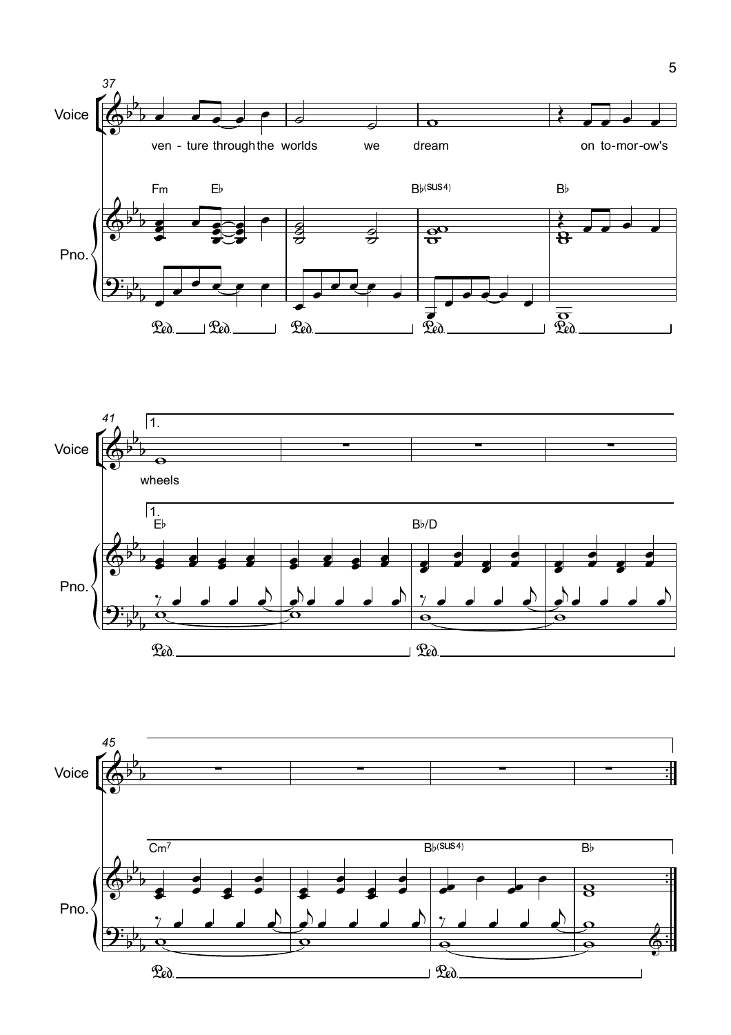ven - ture through the worlds we dream on to-mor-ow's wheels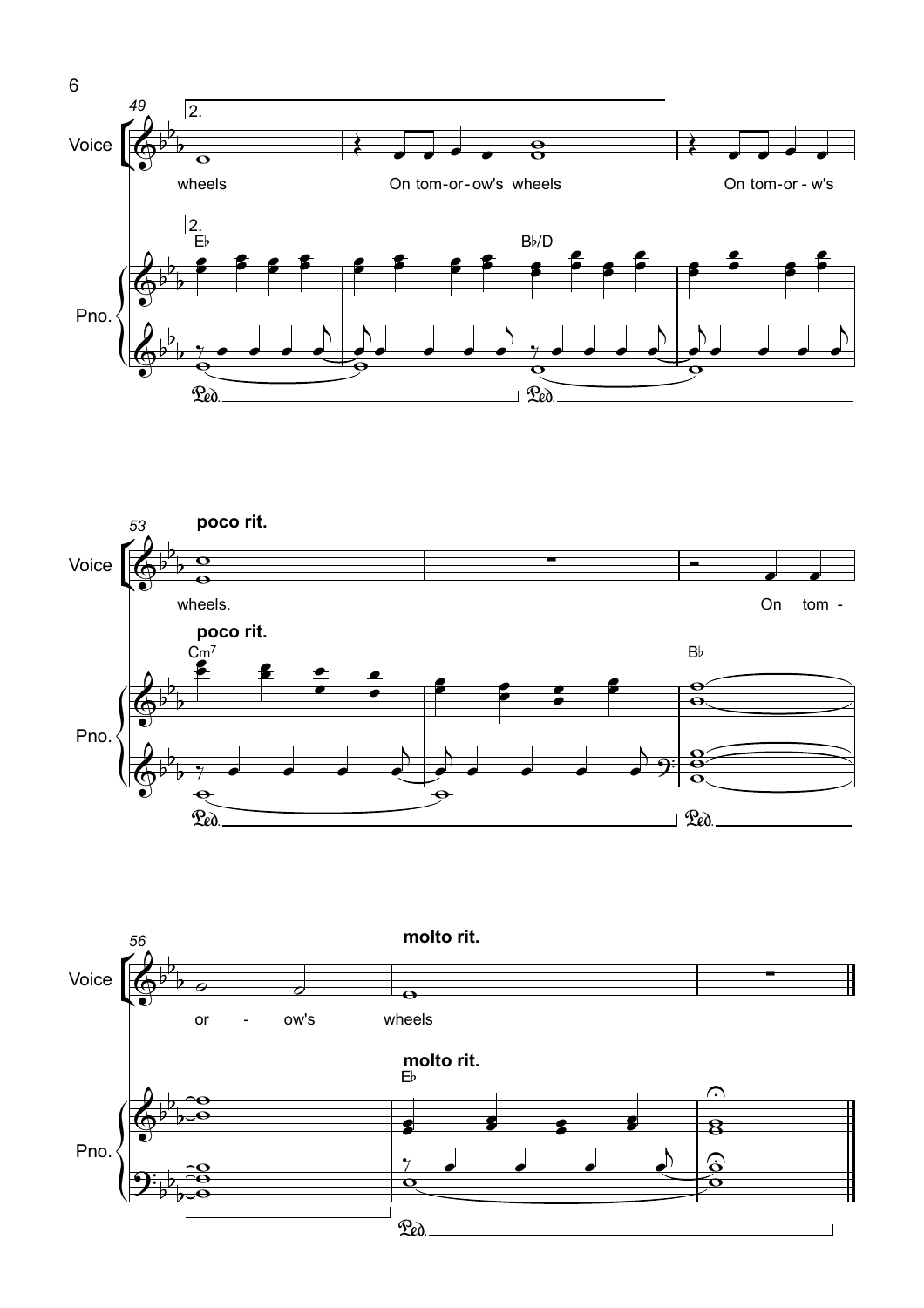49

Voice

2.

wheels On tom-or-ow's wheels On tom-or - w's

2.

E♭ B♭/D

Pno.

Ped. Ped.

53

poco rit.

Voice

wheels. On tom -

poco rit.

Cm7 B♭

Pno.

Ped. Ped.

56

molto rit.

Voice

or - ow's wheels

molto rit.

E♭

Pno.

Ped.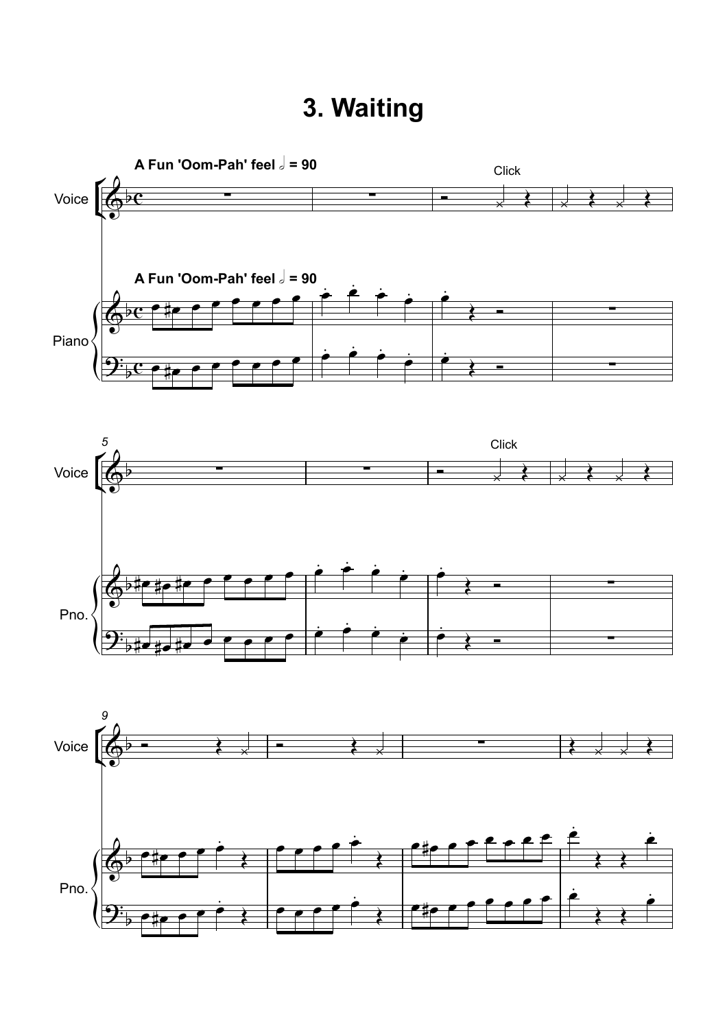# 3. Waiting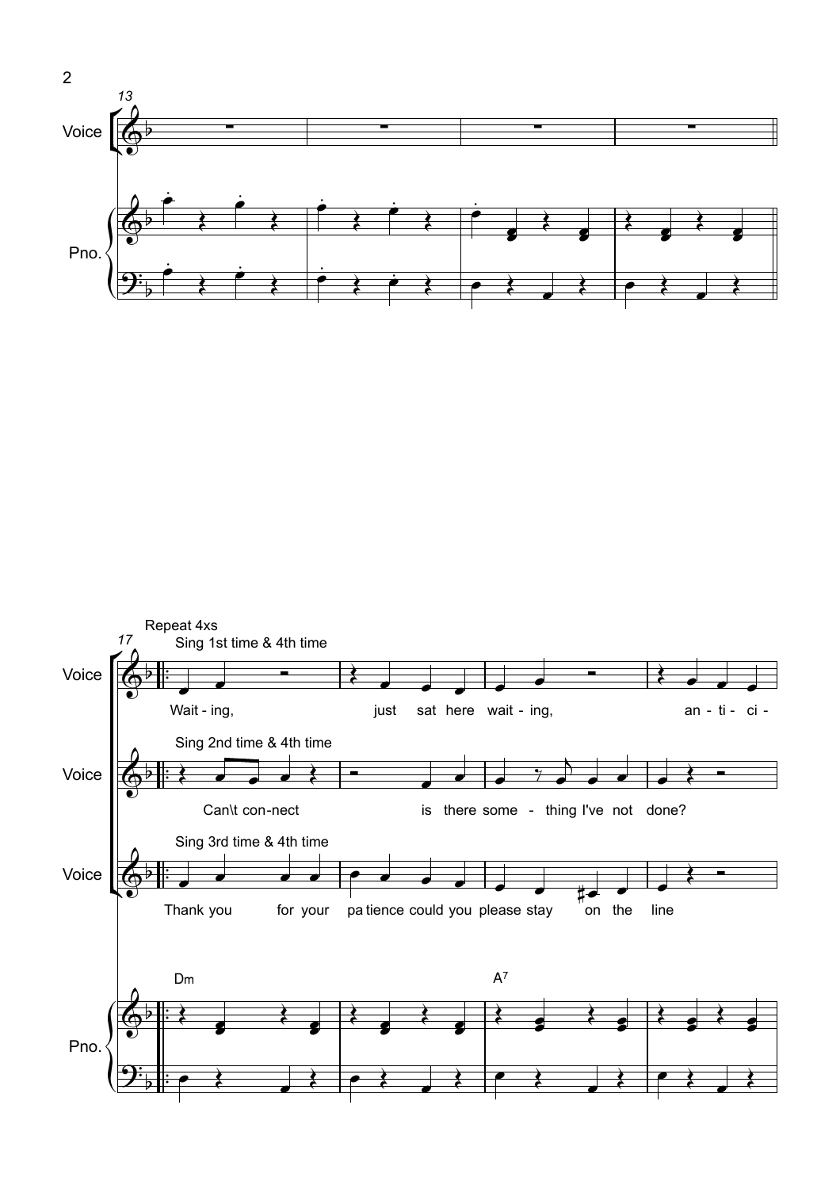Repeat 4xs

Sing 1st time & 4th time

Wait - ing, just sat here wait - ing, an - ti - ci -

Sing 2nd time & 4th time

Can\t con-nect is there some - thing I've not done?

Sing 3rd time & 4th time

Thank you for your pa tience could you please stay on the line

Dm

$A^7$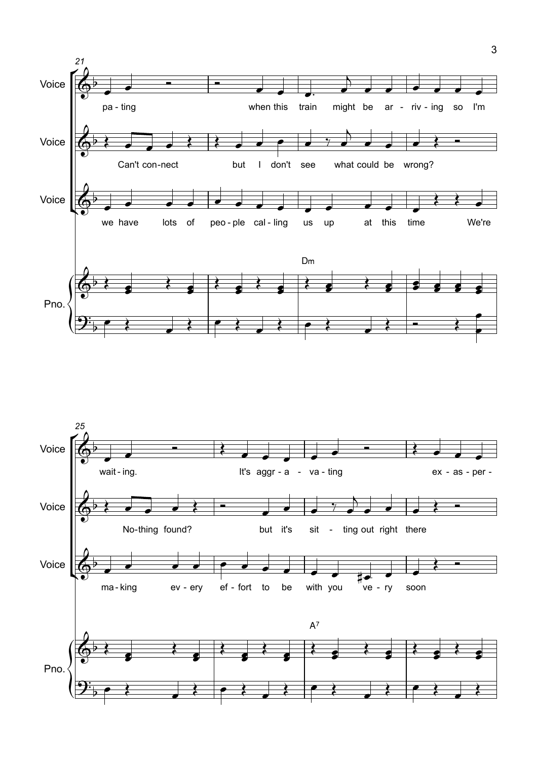**21**

Voice: pa - ting when this train might be ar - riv - ing so I'm

Voice: Can't con-nect but I don't see what could be wrong?

Voice: we have lots of peo - ple cal - ling us up at this time We're

Pno.: Dm

**25**

Voice: wait - ing. It's aggr - a - va - ting ex - as - per -

Voice: No-thing found? but it's sit - ting out right there

Voice: ma - king ev - ery ef - fort to be with you ve - ry soon

Pno.: $A^7$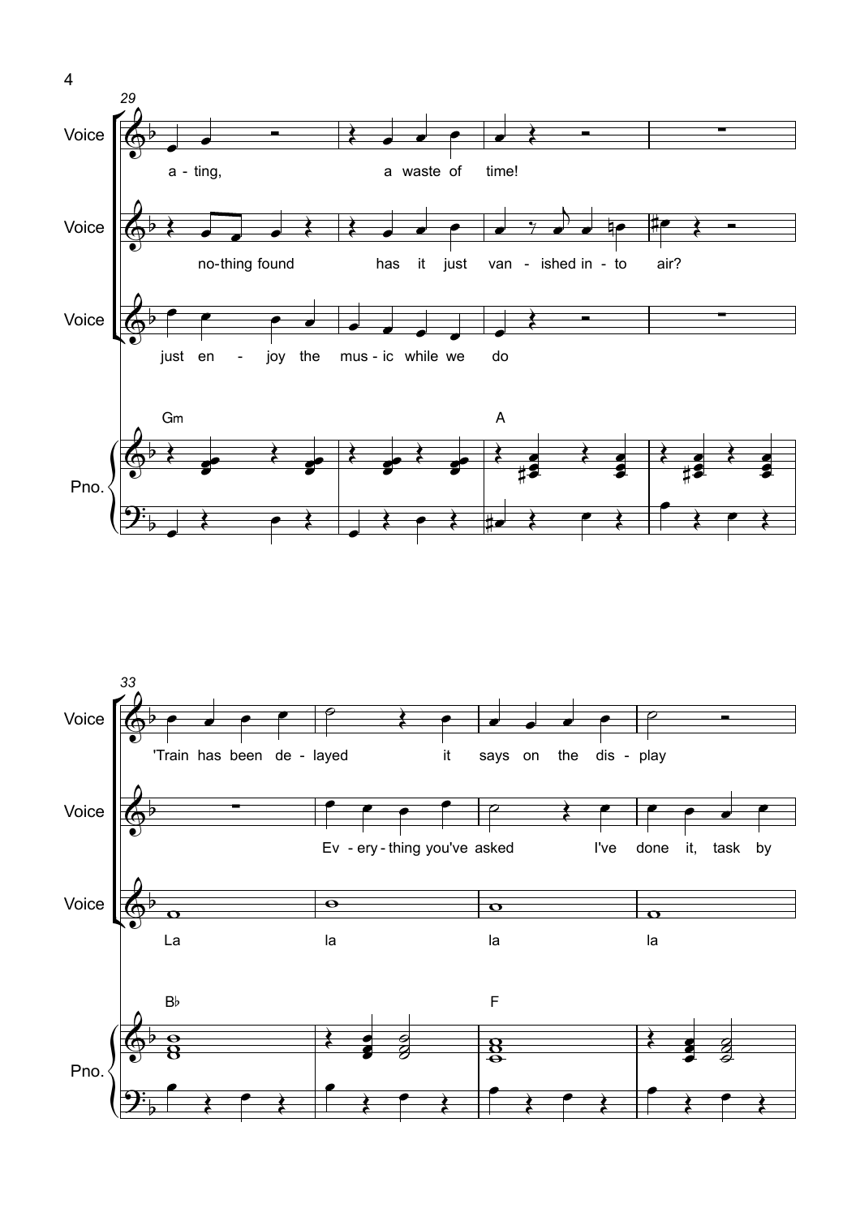29

Voice: a - ting, a waste of time!

Voice: no-thing found has it just van - ished in - to air?

Voice: just en - joy the mus - ic while we do

Pno.: Gm A

33

Voice: 'Train has been de - layed it says on the dis - play

Voice: Ev - ery - thing you've asked I've done it, task by

Voice: La la la la

Pno.: B♭ F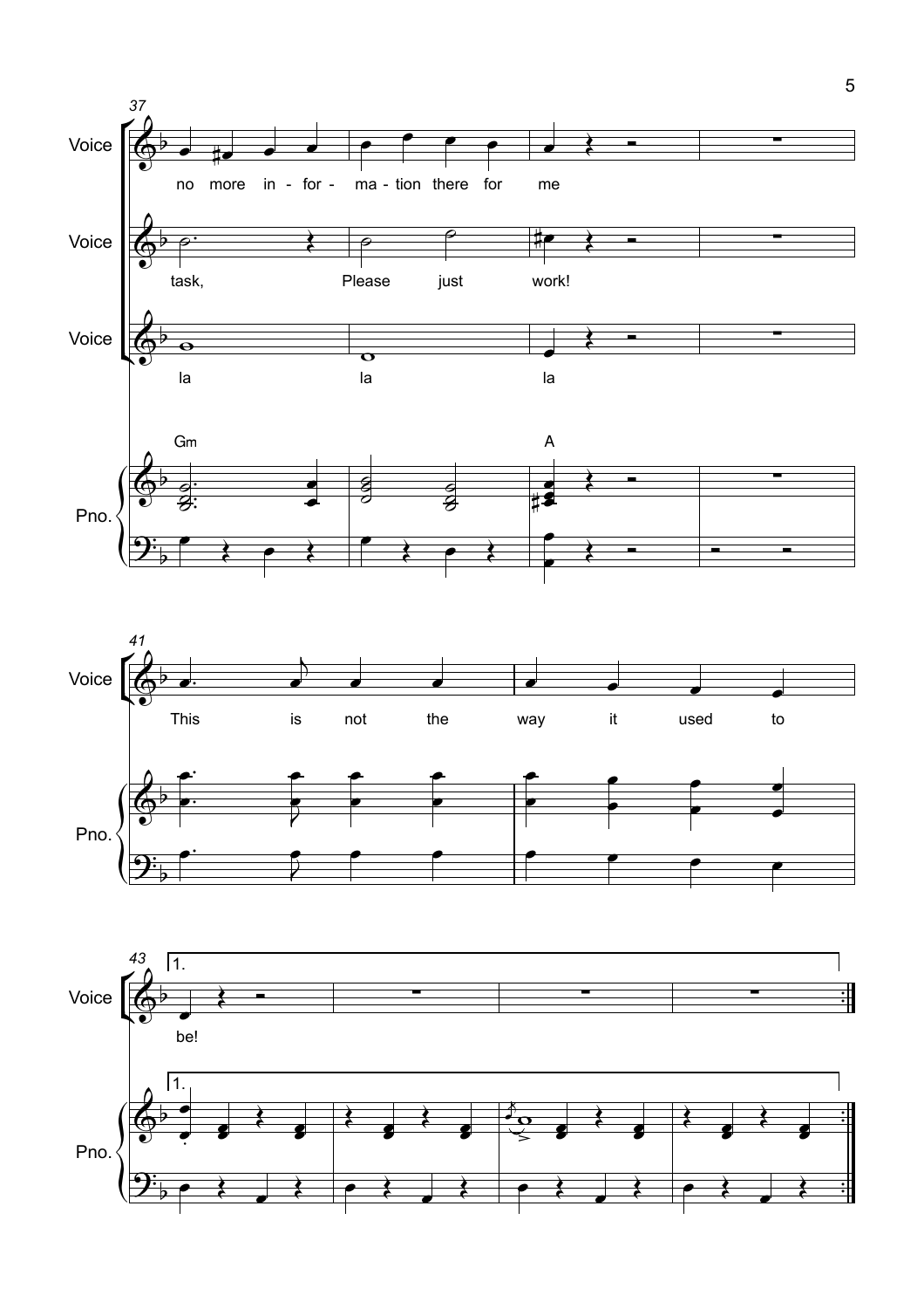Voice: no more in - for - ma - tion there for me

Voice: task, Please just work!

Voice: la la la

Pno.: Gm A

Voice: This is not the way it used to

Voice: be!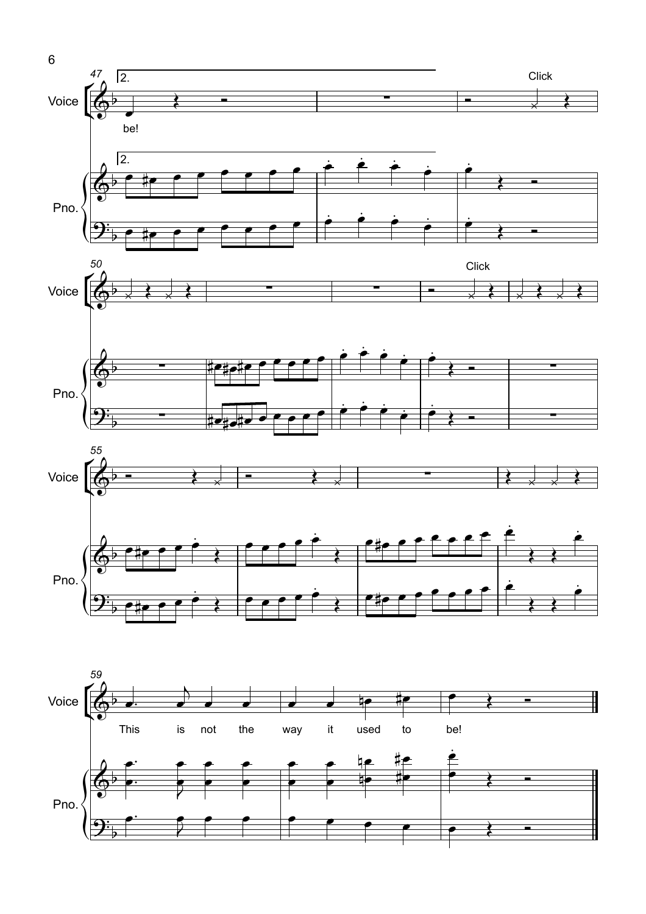Voice

be!

Click

Pno.

Click

This is not the way it used to be!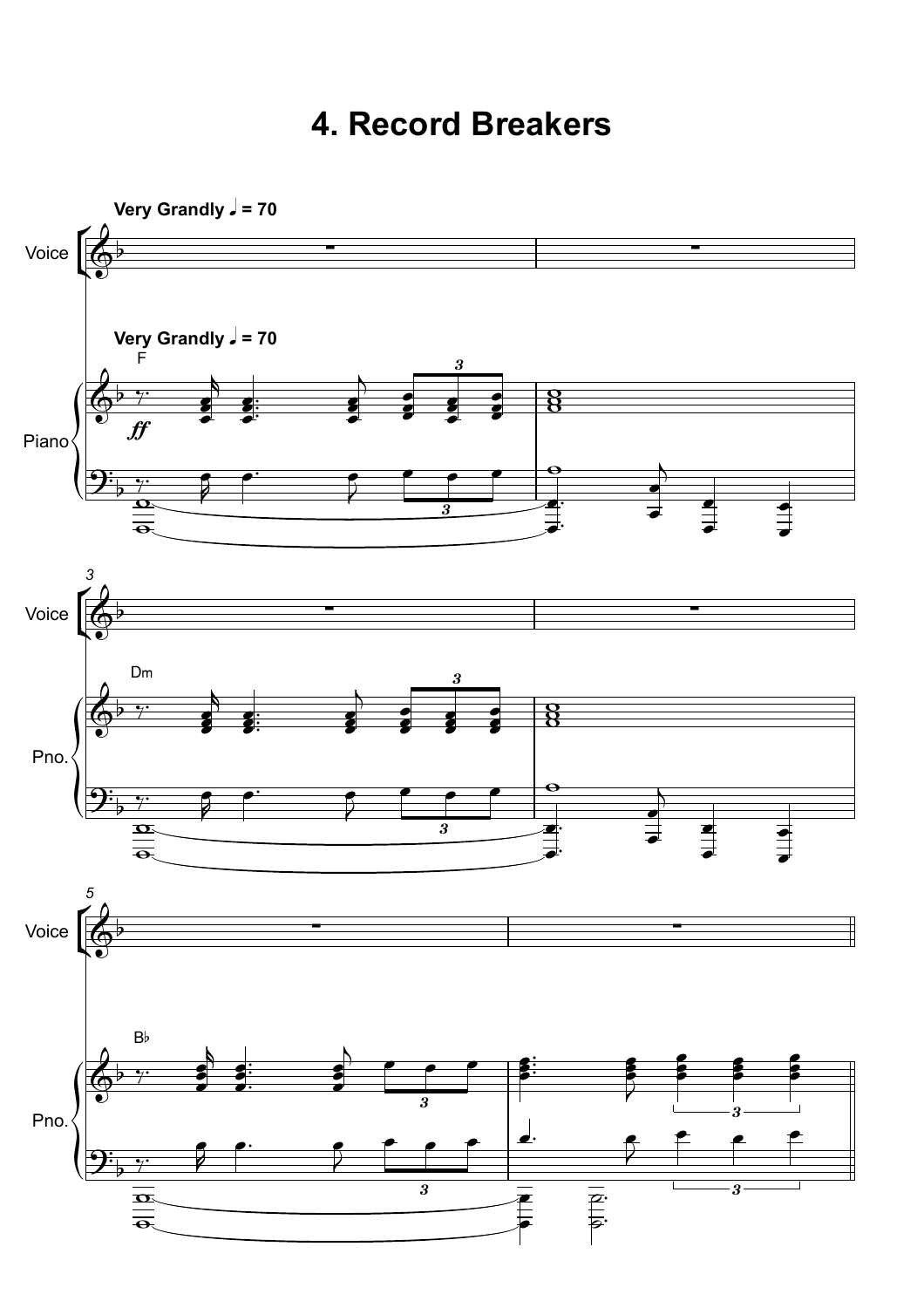# 4. Record Breakers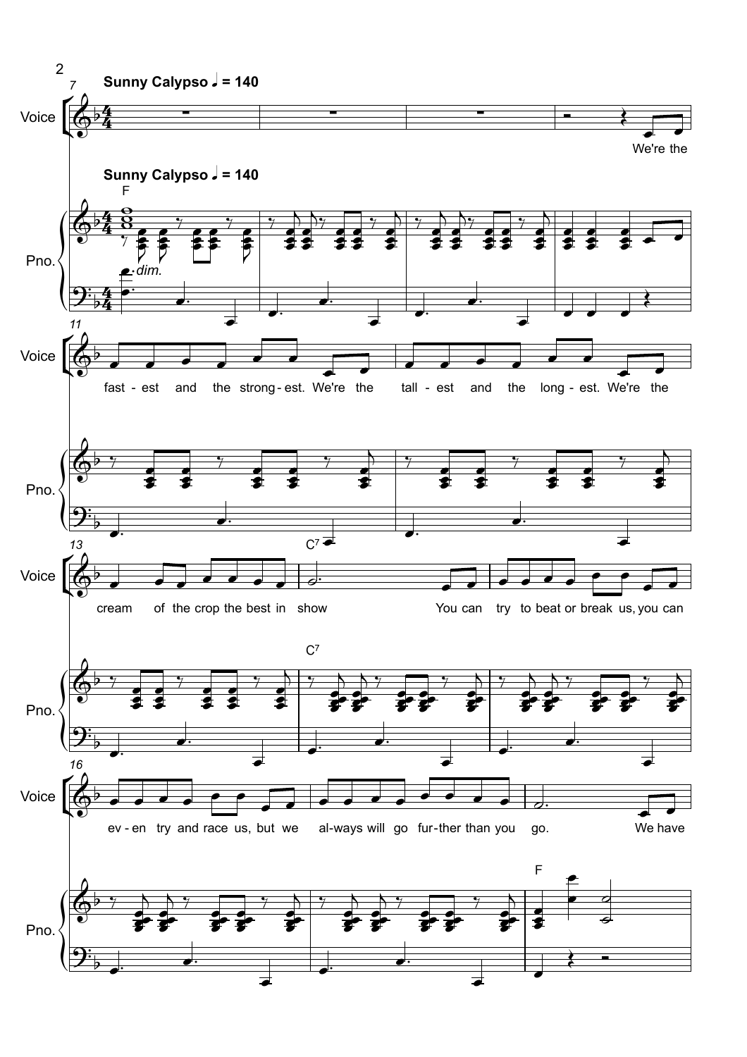**Sunny Calypso** ♩ = 140

Voice

Pno.

F

*dim.*

We're the fast - est and the strong - est. We're the tall - est and the long - est. We're the cream of the crop the best in show

C7

You can try to beat or break us, you can ev - en try and race us, but we al-ways will go fur-ther than you go.

F

We have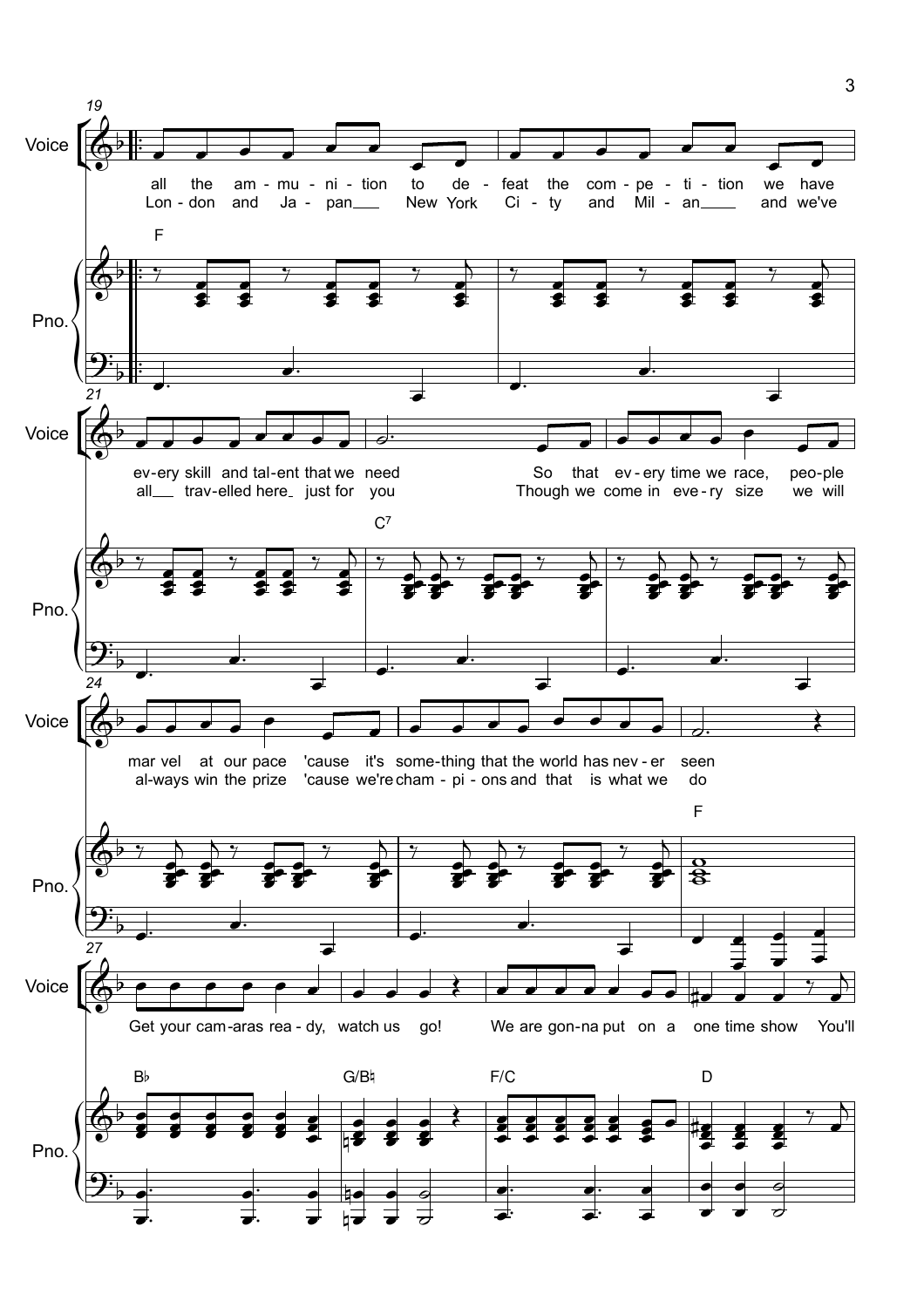Voice

all the am - mu - ni - tion to de - feat the com - pe - ti - tion we have ev - ery skill and tal - ent that we need So that ev - ery time we race, peo - ple mar - vel at our pace 'cause it's some - thing that the world has nev - er seen

Lon - don and Ja - pan New York Ci - ty and Mil - an and we've all trav - elled here just for you Though we come in eve - ry size we will al - ways win the prize 'cause we're cham - pi - ons and that is what we do

Get your cam - aras rea - dy, watch us go! We are gon - na put on a one time show You'll

Pno.

F C7 F B♭ G/B♮ F/C D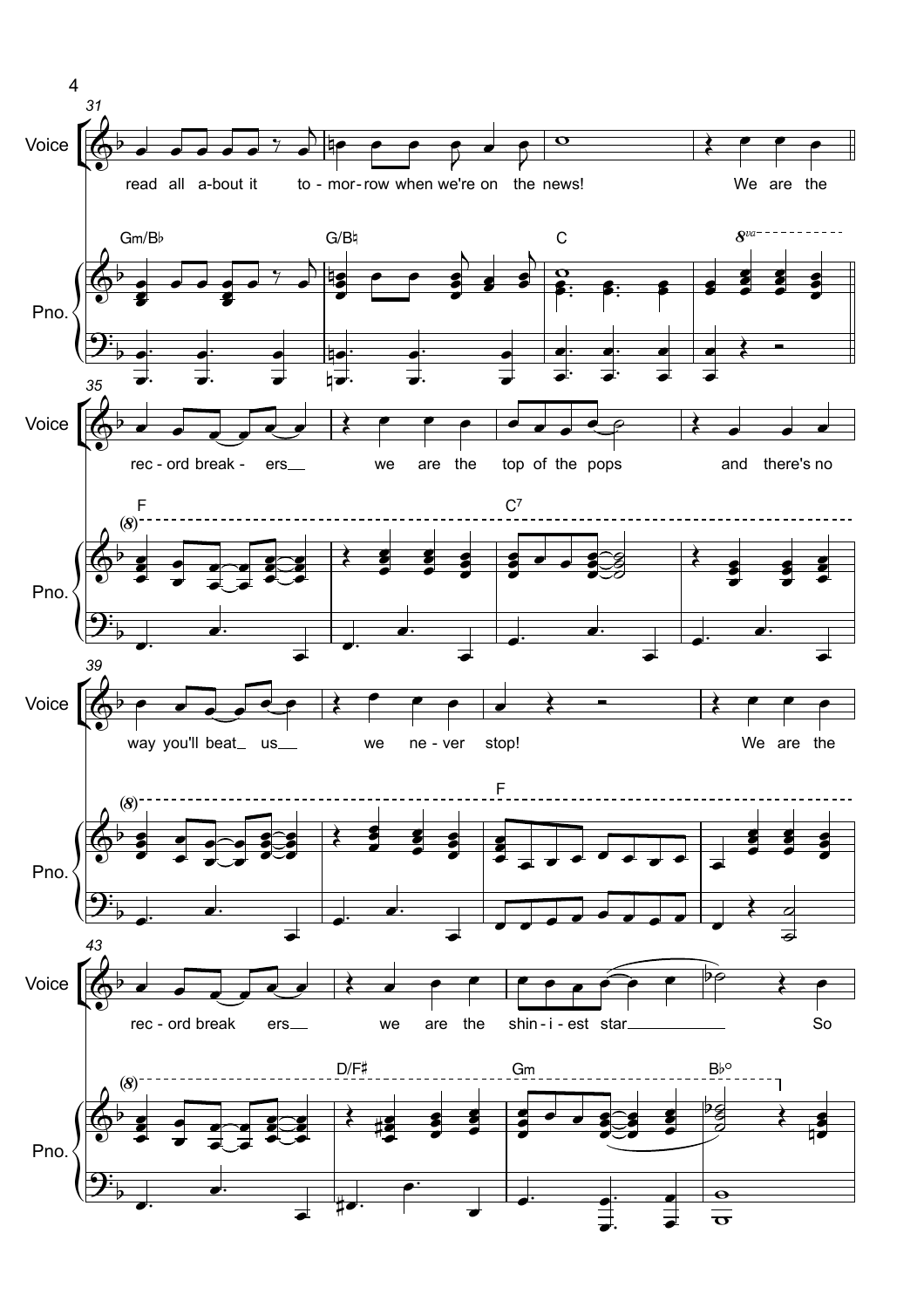read all a-bout it to-mor-row when we're on the news! We are the

rec-ord break-ers we are the top of the pops and there's no

way you'll beat us we ne-ver stop! We are the

rec-ord break ers we are the shin-i-est star So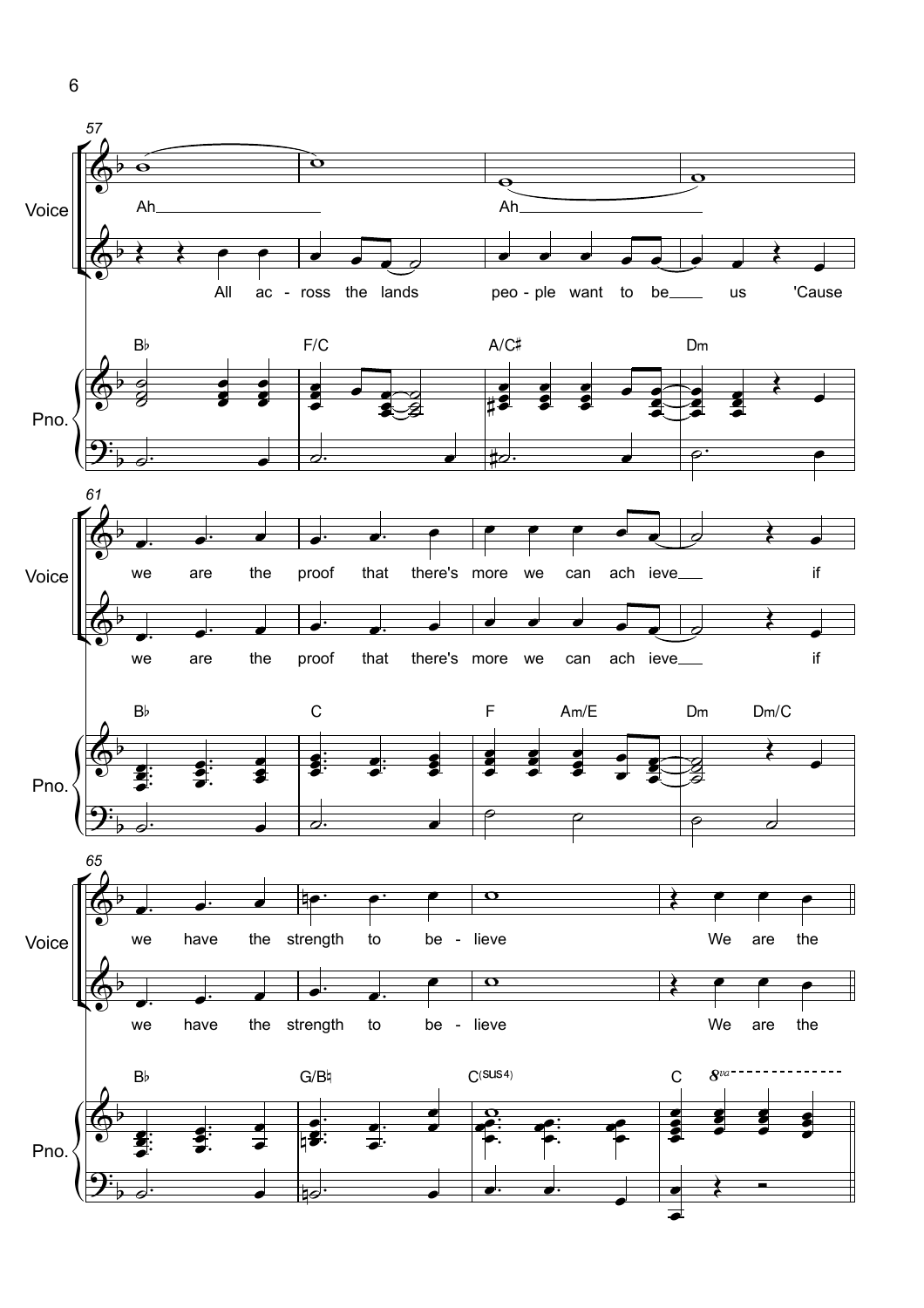Voice

Ah Ah

All across the lands people want to be us 'Cause

we are the proof that there's more we can achieve if

we have the strength to believe We are the

Pno.

B♭ F/C A/C♯ Dm

B♭ C F Am/E Dm Dm/C

B♭ G/B♮ C(sus4) C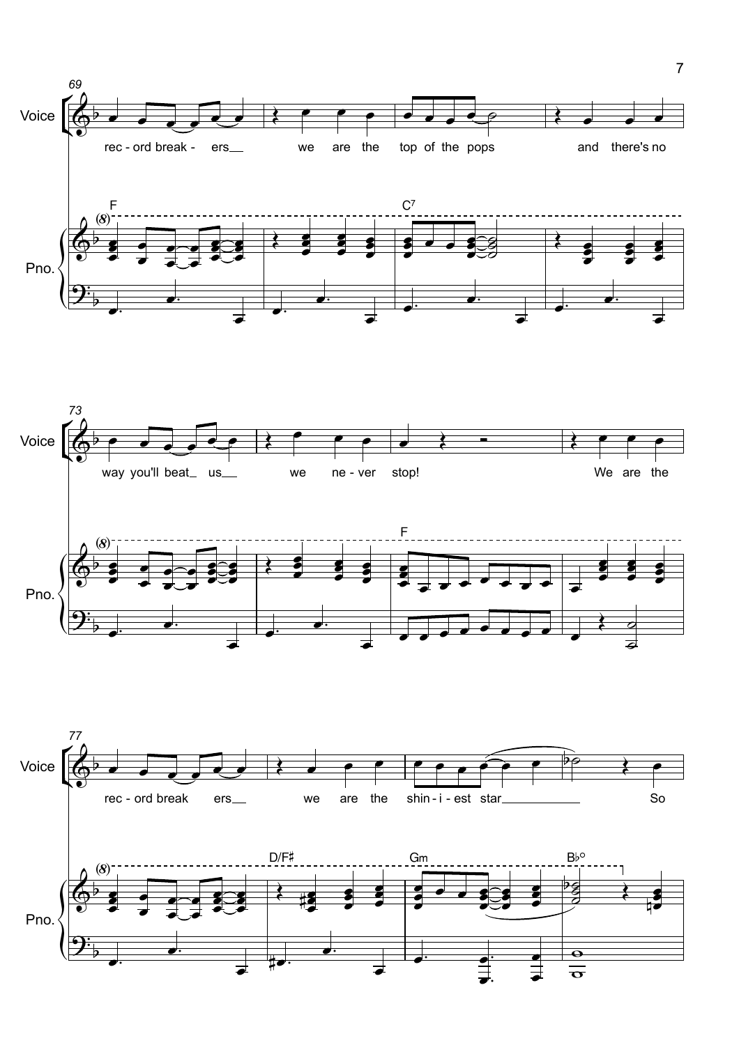rec - ord break - ers we are the top of the pops and there's no

way you'll beat us we ne - ver stop! We are the

rec - ord break ers we are the shin - i - est star So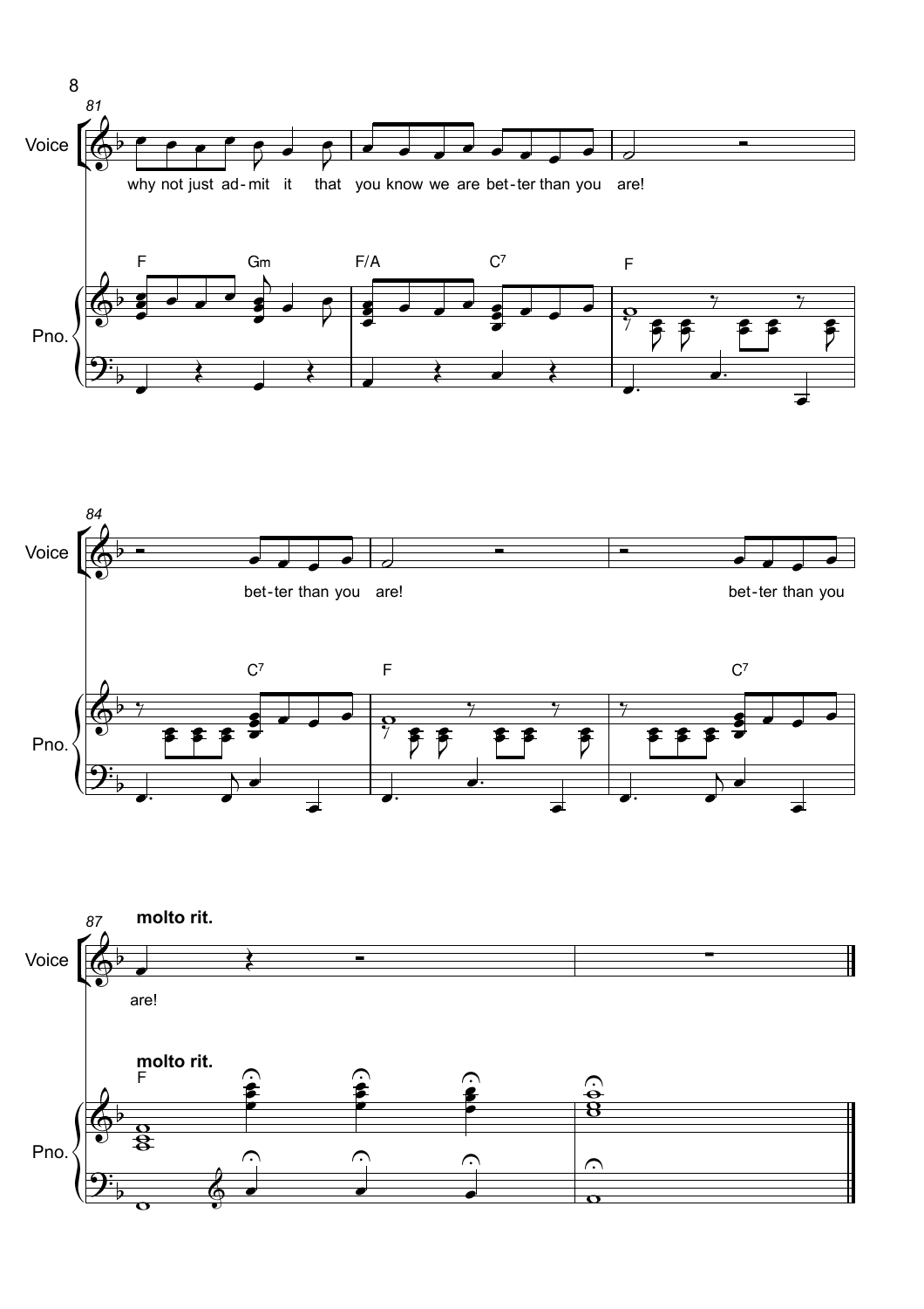why not just ad - mit it that you know we are bet - ter than you are!

bet - ter than you are!

bet - ter than you

**molto rit.**

are!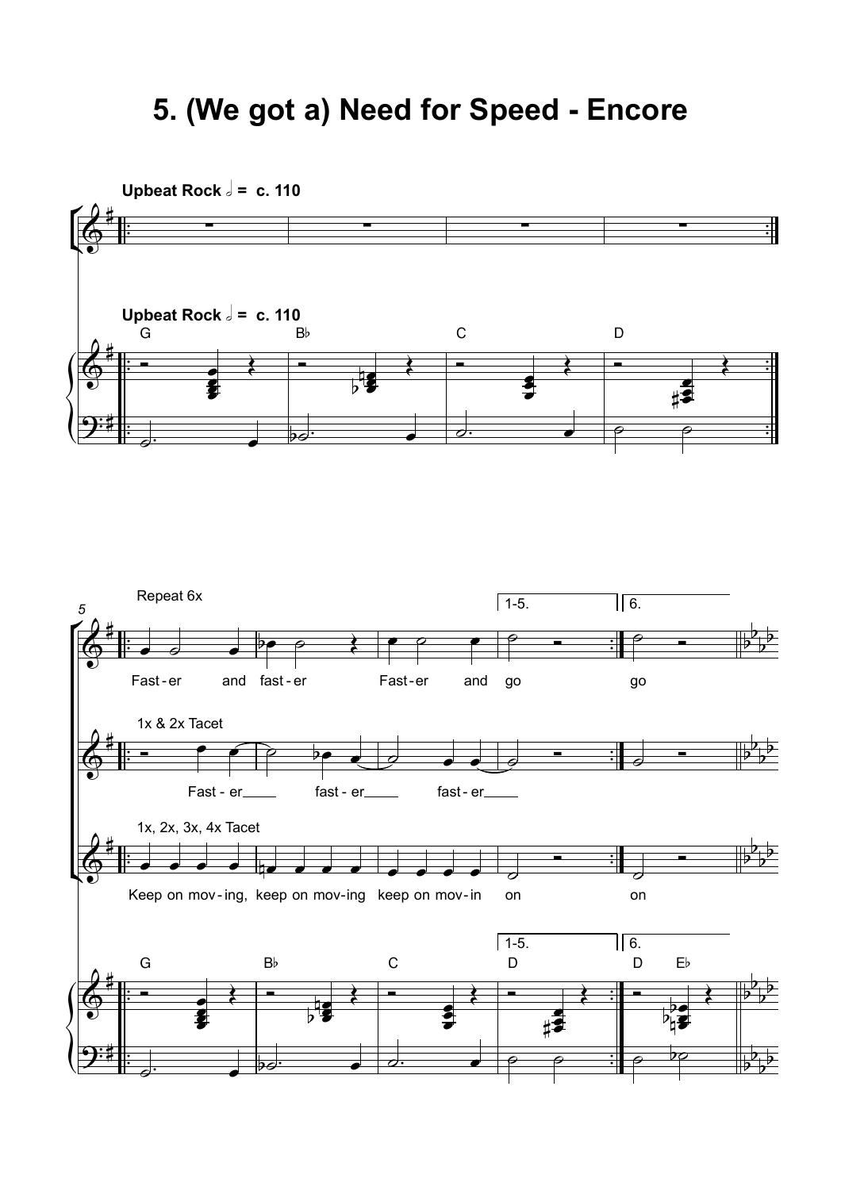# 5. (We got a) Need for Speed - Encore

**Upbeat Rock** 𝅗𝅥 = c. 110

G B♭ C D

Repeat 6x

1-5. 6.

Fast - er and fast - er Fast - er and go go

1x & 2x Tacet

Fast - er fast - er fast - er

1x, 2x, 3x, 4x Tacet

Keep on mov - ing, keep on mov - ing keep on mov - in on on

G B♭ C D D E♭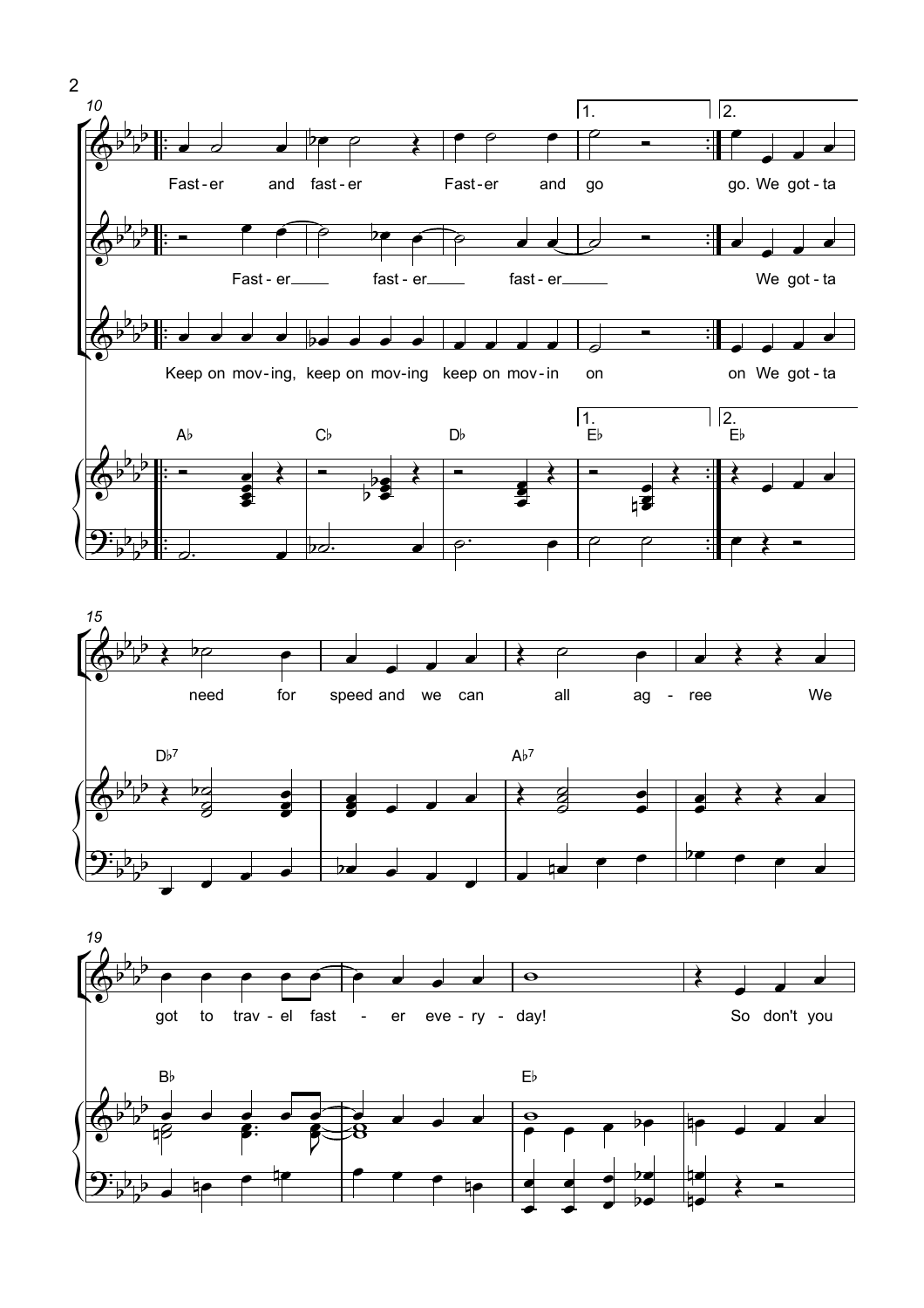Fast - er and fast - er Fast - er and go go. We got - ta

Fast - er fast - er fast - er We got - ta

Keep on mov - ing, keep on mov - ing keep on mov - in on on We got - ta

A♭ C♭ D♭ E♭ E♭

need for speed and we can all ag - ree We

D♭7 A♭7

got to trav - el fast - er eve - ry - day! So don't you

B♭ E♭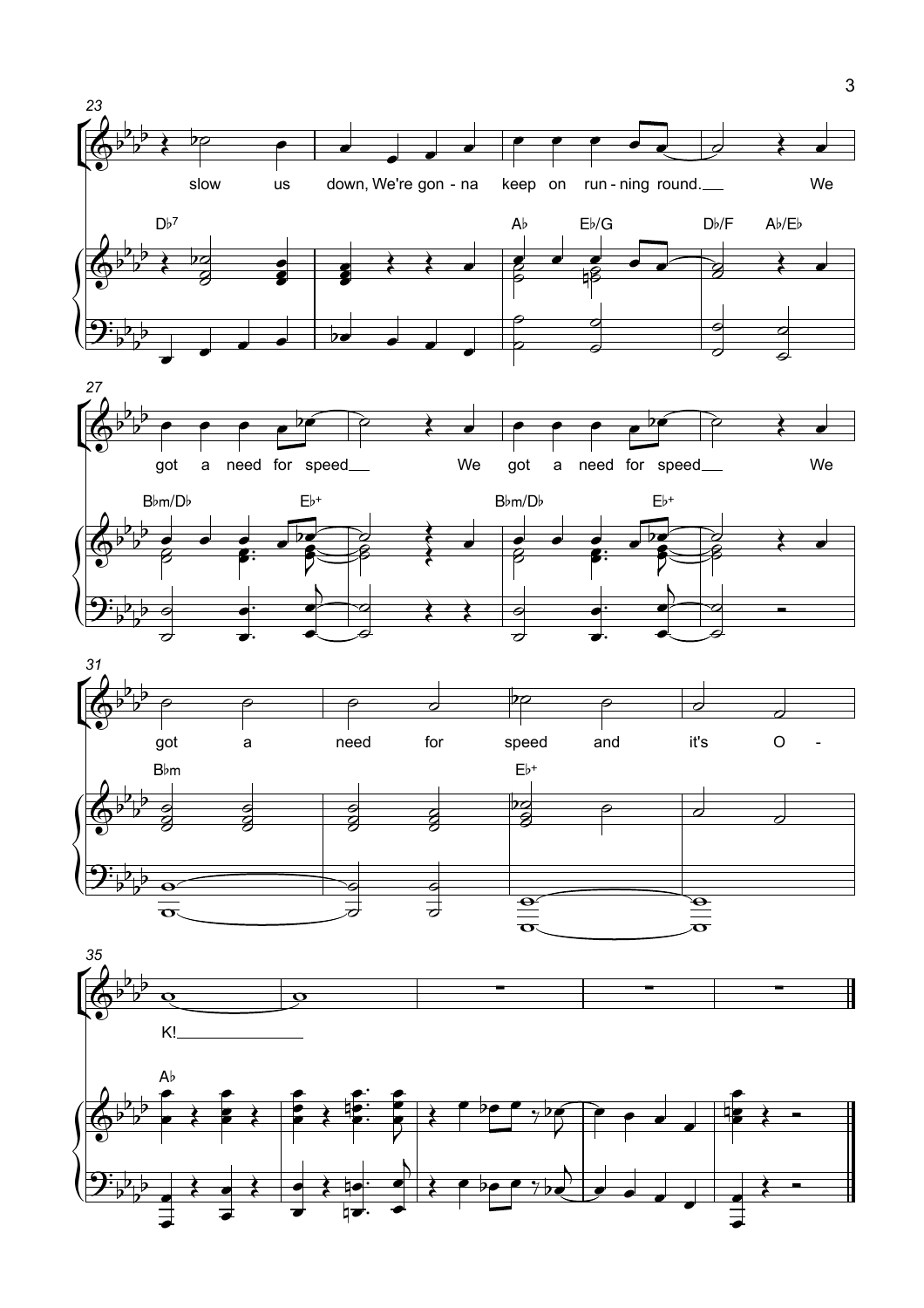23

slow us down, We're gon - na keep on run - ning round. We

D♭7 A♭ E♭/G D♭/F A♭/E♭

27

got a need for speed We got a need for speed We

B♭m/D♭ E♭+ B♭m/D♭ E♭+

31

got a need for speed and it's O -

B♭m E♭+

35

K!

A♭